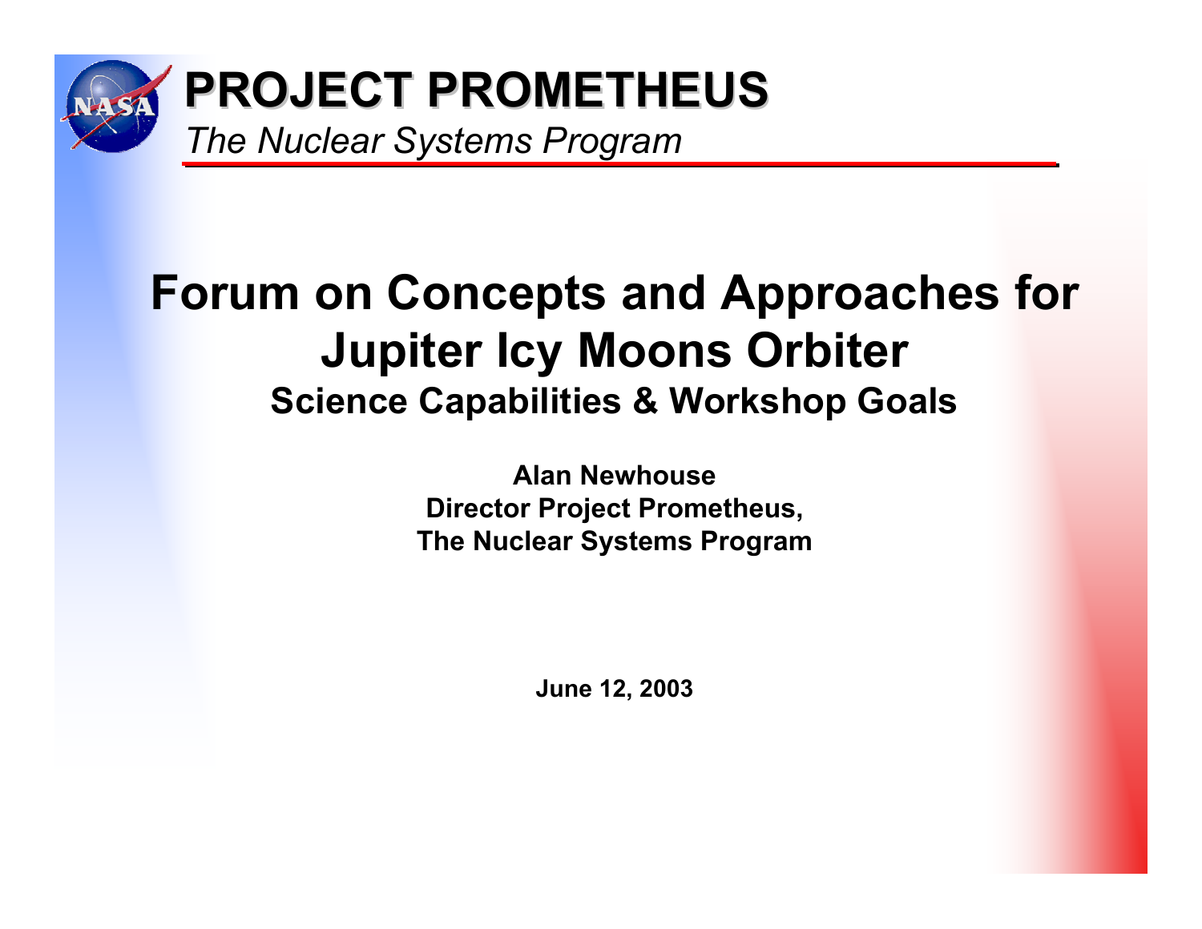# PROJECT PROMETHEUS

*The Nuclear Systems Program*

# Forum on Concepts and Approaches for Jupiter Icy Moons Orbiter

## Science Capabilities & Workshop Goals

**Alan Newhouse**
**Director Project Prometheus,**
**The Nuclear Systems Program**

**June 12, 2003**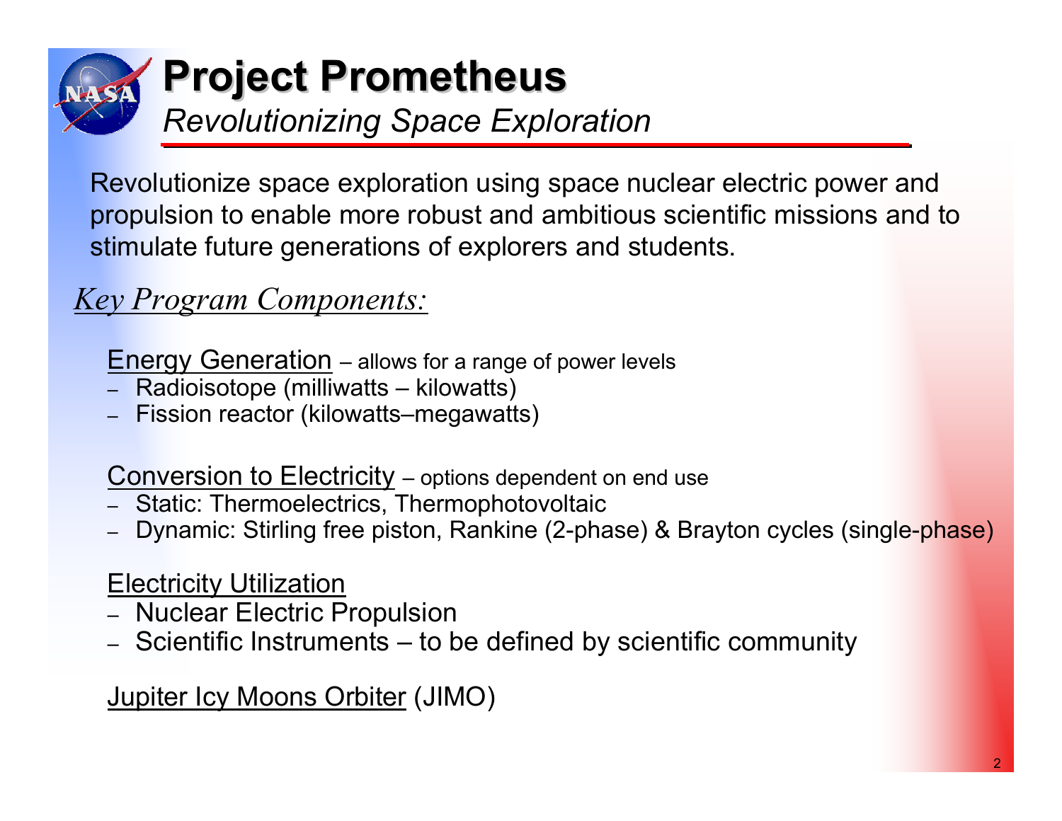# Project Prometheus

*Revolutionizing Space Exploration*

Revolutionize space exploration using space nuclear electric power and propulsion to enable more robust and ambitious scientific missions and to stimulate future generations of explorers and students.

## *Key Program Components:*

Energy Generation – allows for a range of power levels
- Radioisotope (milliwatts – kilowatts)
- Fission reactor (kilowatts–megawatts)

Conversion to Electricity – options dependent on end use
- Static: Thermoelectrics, Thermophotovoltaic
- Dynamic: Stirling free piston, Rankine (2-phase) & Brayton cycles (single-phase)

Electricity Utilization
- Nuclear Electric Propulsion
- Scientific Instruments – to be defined by scientific community

Jupiter Icy Moons Orbiter (JIMO)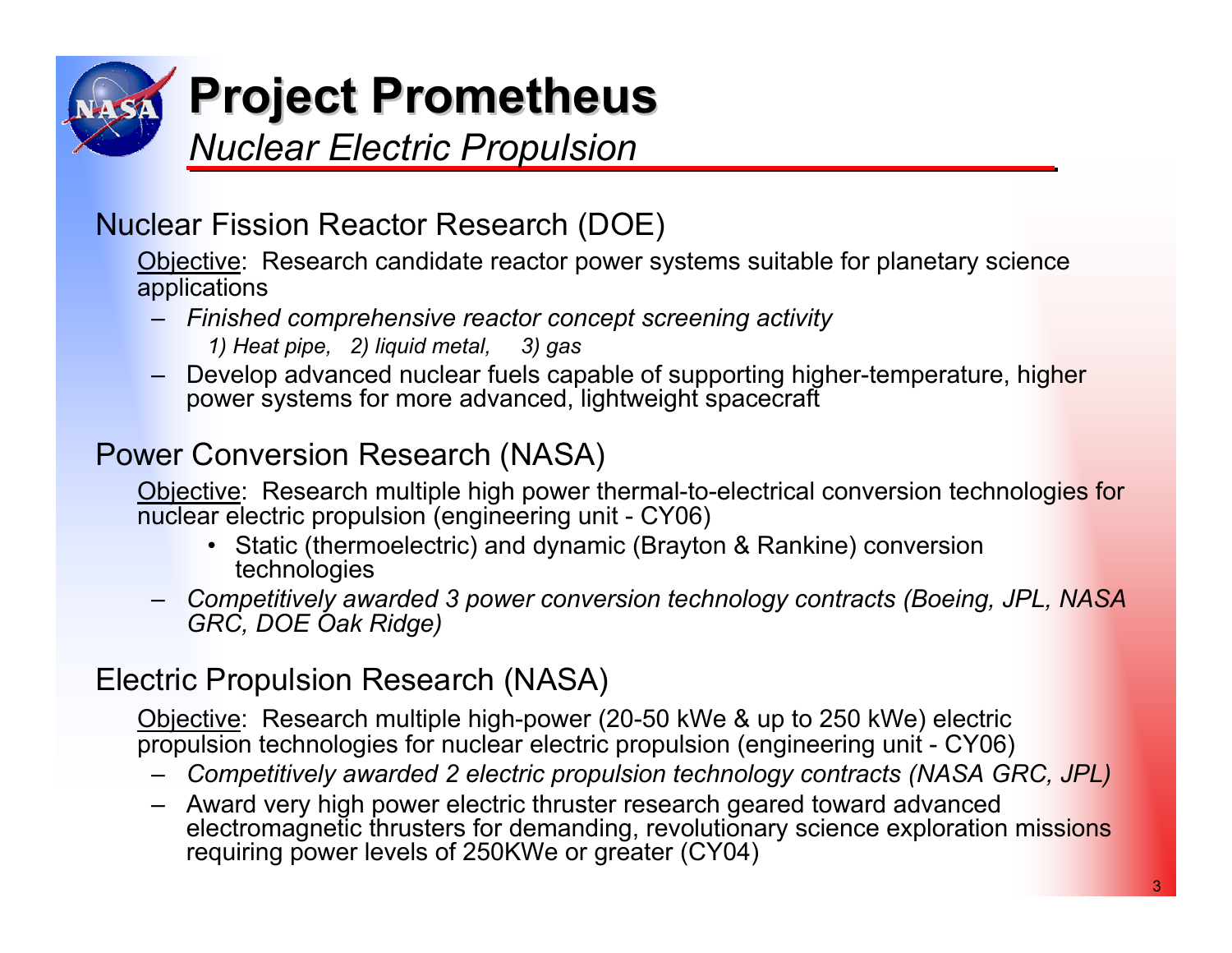# Project Prometheus

*Nuclear Electric Propulsion*

## Nuclear Fission Reactor Research (DOE)

Objective: Research candidate reactor power systems suitable for planetary science applications

- *Finished comprehensive reactor concept screening activity*
  - *1) Heat pipe, 2) liquid metal, 3) gas*
- Develop advanced nuclear fuels capable of supporting higher-temperature, higher power systems for more advanced, lightweight spacecraft

## Power Conversion Research (NASA)

Objective: Research multiple high power thermal-to-electrical conversion technologies for nuclear electric propulsion (engineering unit - CY06)

- Static (thermoelectric) and dynamic (Brayton & Rankine) conversion technologies
- *Competitively awarded 3 power conversion technology contracts (Boeing, JPL, NASA GRC, DOE Oak Ridge)*

## Electric Propulsion Research (NASA)

Objective: Research multiple high-power (20-50 kWe & up to 250 kWe) electric propulsion technologies for nuclear electric propulsion (engineering unit - CY06)

- *Competitively awarded 2 electric propulsion technology contracts (NASA GRC, JPL)*
- Award very high power electric thruster research geared toward advanced electromagnetic thrusters for demanding, revolutionary science exploration missions requiring power levels of 250KWe or greater (CY04)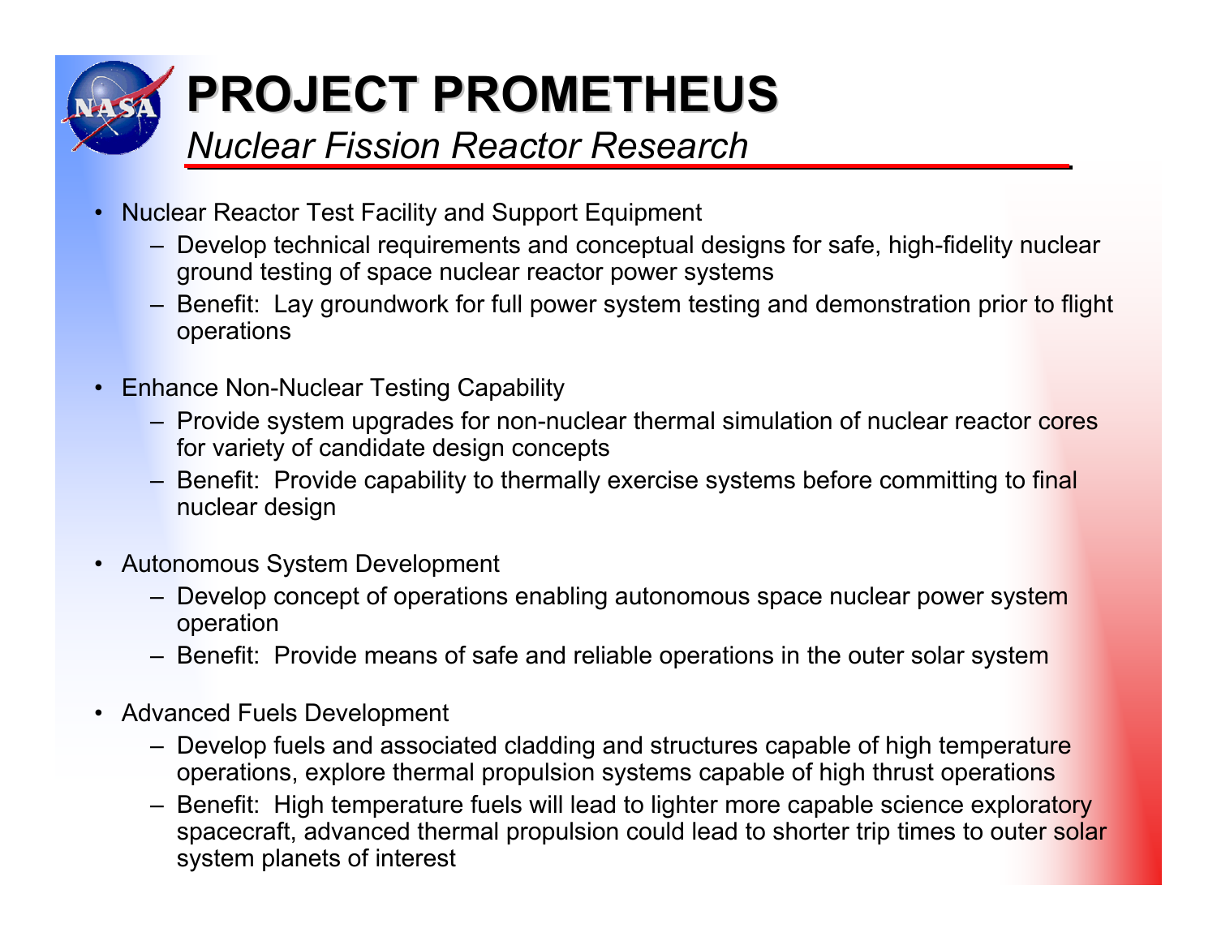# PROJECT PROMETHEUS

*Nuclear Fission Reactor Research*

- Nuclear Reactor Test Facility and Support Equipment
  - Develop technical requirements and conceptual designs for safe, high-fidelity nuclear ground testing of space nuclear reactor power systems
  - Benefit: Lay groundwork for full power system testing and demonstration prior to flight operations
- Enhance Non-Nuclear Testing Capability
  - Provide system upgrades for non-nuclear thermal simulation of nuclear reactor cores for variety of candidate design concepts
  - Benefit: Provide capability to thermally exercise systems before committing to final nuclear design
- Autonomous System Development
  - Develop concept of operations enabling autonomous space nuclear power system operation
  - Benefit: Provide means of safe and reliable operations in the outer solar system
- Advanced Fuels Development
  - Develop fuels and associated cladding and structures capable of high temperature operations, explore thermal propulsion systems capable of high thrust operations
  - Benefit: High temperature fuels will lead to lighter more capable science exploratory spacecraft, advanced thermal propulsion could lead to shorter trip times to outer solar system planets of interest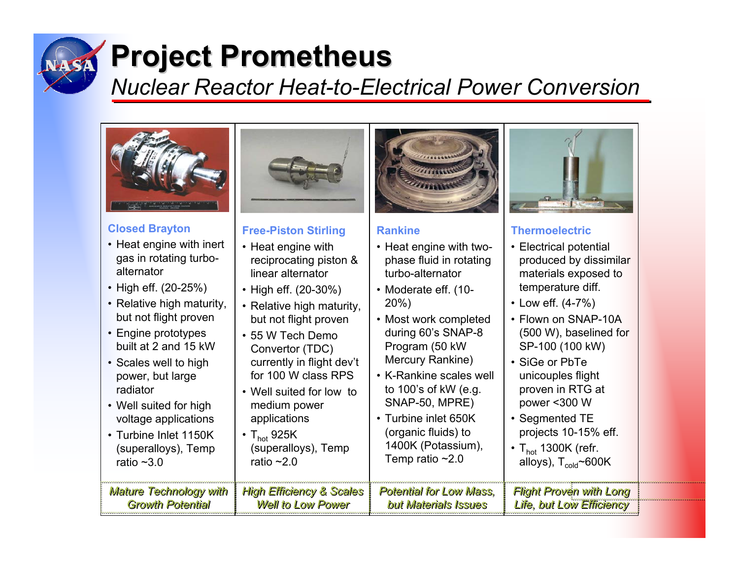# Project Prometheus

*Nuclear Reactor Heat-to-Electrical Power Conversion*

| Closed Brayton | Free-Piston Stirling | Rankine | Thermoelectric |
|---|---|---|---|
| • Heat engine with inert gas in rotating turbo-alternator<br>• High eff. (20-25%)<br>• Relative high maturity, but not flight proven<br>• Engine prototypes built at 2 and 15 kW<br>• Scales well to high power, but large radiator<br>• Well suited for high voltage applications<br>• Turbine Inlet 1150K (superalloys), Temp ratio ~3.0 | • Heat engine with reciprocating piston & linear alternator<br>• High eff. (20-30%)<br>• Relative high maturity, but not flight proven<br>• 55 W Tech Demo Convertor (TDC) currently in flight dev't for 100 W class RPS<br>• Well suited for low to medium power applications<br>• $T_{hot}$ 925K (superalloys), Temp ratio ~2.0 | • Heat engine with two-phase fluid in rotating turbo-alternator<br>• Moderate eff. (10-20%)<br>• Most work completed during 60's SNAP-8 Program (50 kW Mercury Rankine)<br>• K-Rankine scales well to 100's of kW (e.g. SNAP-50, MPRE)<br>• Turbine inlet 650K (organic fluids) to 1400K (Potassium), Temp ratio ~2.0 | • Electrical potential produced by dissimilar materials exposed to temperature diff.<br>• Low eff. (4-7%)<br>• Flown on SNAP-10A (500 W), baselined for SP-100 (100 kW)<br>• SiGe or PbTe unicouples flight proven in RTG at power <300 W<br>• Segmented TE projects 10-15% eff.<br>• $T_{hot}$ 1300K (refr. alloys), $T_{cold}$~600K |
| *Mature Technology with Growth Potential* | *High Efficiency & Scales Well to Low Power* | *Potential for Low Mass, but Materials Issues* | *Flight Proven with Long Life, but Low Efficiency* |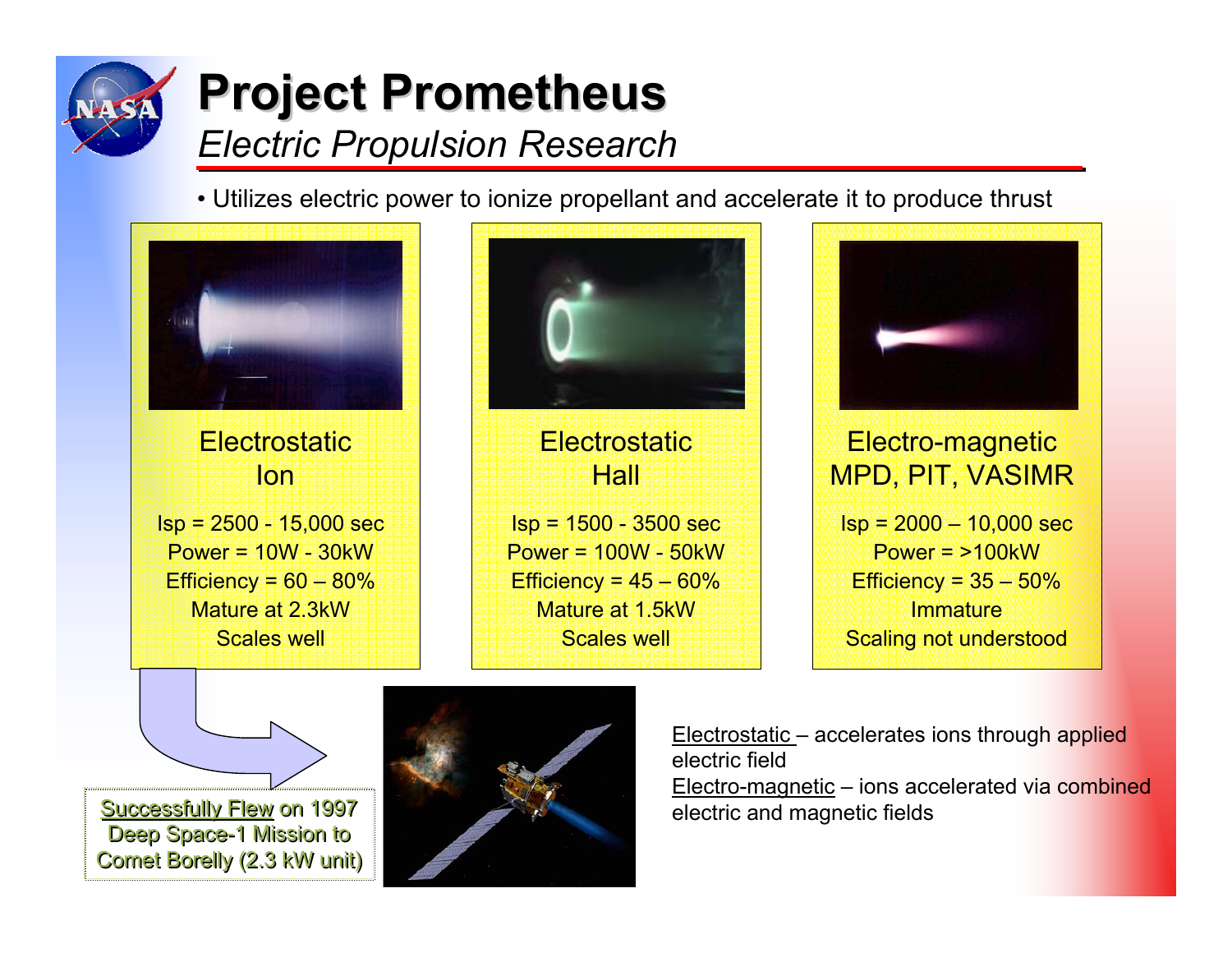# Project Prometheus

*Electric Propulsion Research*

- Utilizes electric power to ionize propellant and accelerate it to produce thrust

| Electrostatic Ion | Electrostatic Hall | Electro-magnetic MPD, PIT, VASIMR |
|---|---|---|
| Isp = 2500 - 15,000 sec | Isp = 1500 - 3500 sec | Isp = 2000 – 10,000 sec |
| Power = 10W - 30kW | Power = 100W - 50kW | Power = >100kW |
| Efficiency = 60 – 80% | Efficiency = 45 – 60% | Efficiency = 35 – 50% |
| Mature at 2.3kW | Mature at 1.5kW | Immature |
| Scales well | Scales well | Scaling not understood |

Successfully Flew on 1997 Deep Space-1 Mission to Comet Borelly (2.3 kW unit)

Electrostatic – accelerates ions through applied electric field

Electro-magnetic – ions accelerated via combined electric and magnetic fields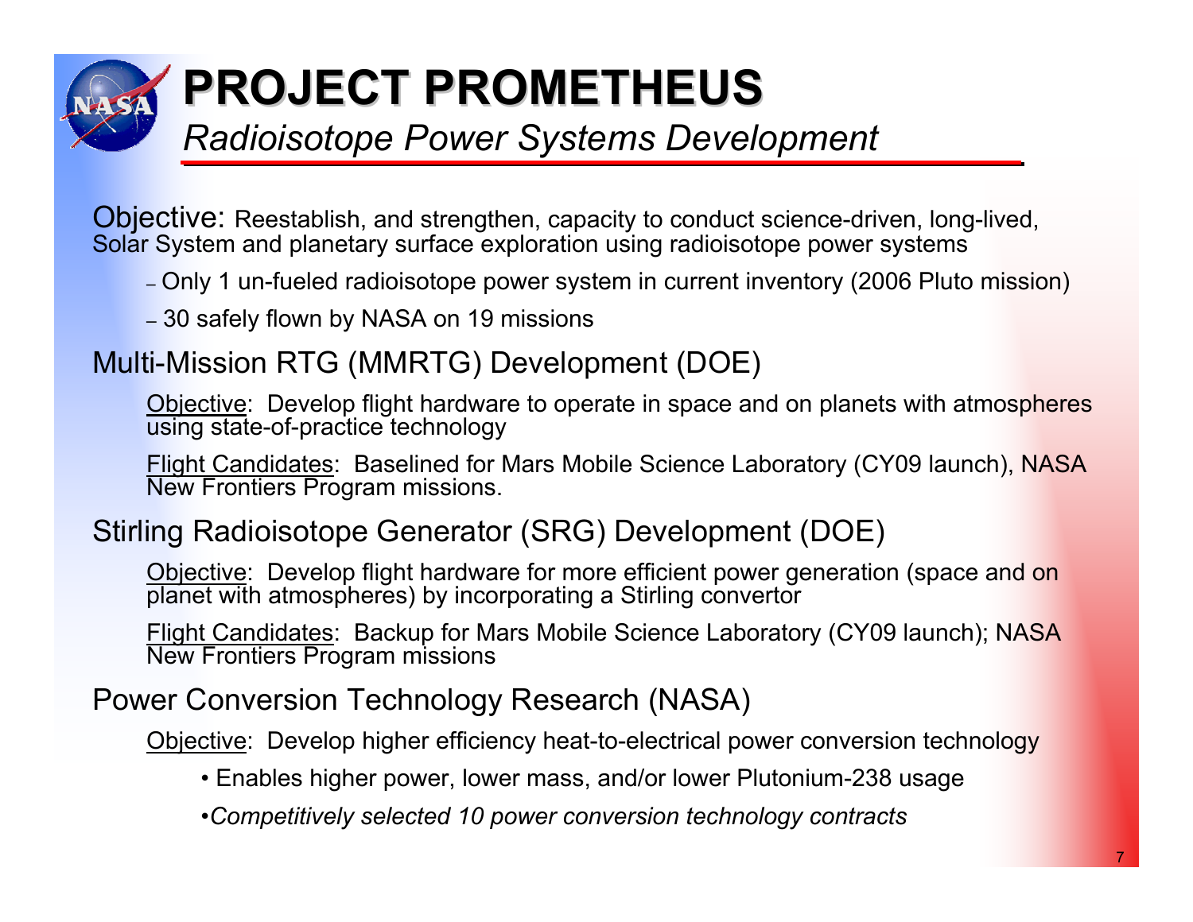# PROJECT PROMETHEUS

*Radioisotope Power Systems Development*

Objective: Reestablish, and strengthen, capacity to conduct science-driven, long-lived, Solar System and planetary surface exploration using radioisotope power systems

- Only 1 un-fueled radioisotope power system in current inventory (2006 Pluto mission)
- 30 safely flown by NASA on 19 missions

## Multi-Mission RTG (MMRTG) Development (DOE)

Objective: Develop flight hardware to operate in space and on planets with atmospheres using state-of-practice technology

Flight Candidates: Baselined for Mars Mobile Science Laboratory (CY09 launch), NASA New Frontiers Program missions.

## Stirling Radioisotope Generator (SRG) Development (DOE)

Objective: Develop flight hardware for more efficient power generation (space and on planet with atmospheres) by incorporating a Stirling convertor

Flight Candidates: Backup for Mars Mobile Science Laboratory (CY09 launch); NASA New Frontiers Program missions

## Power Conversion Technology Research (NASA)

Objective: Develop higher efficiency heat-to-electrical power conversion technology

- Enables higher power, lower mass, and/or lower Plutonium-238 usage
- *Competitively selected 10 power conversion technology contracts*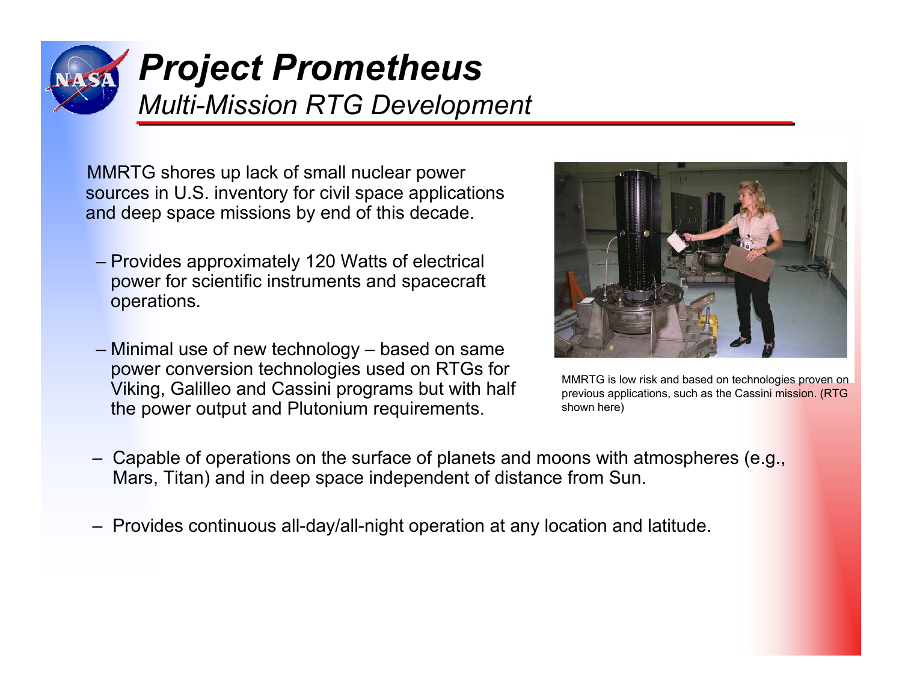# *Project Prometheus*

## *Multi-Mission RTG Development*

MMRTG shores up lack of small nuclear power sources in U.S. inventory for civil space applications and deep space missions by end of this decade.

- Provides approximately 120 Watts of electrical power for scientific instruments and spacecraft operations.
- Minimal use of new technology – based on same power conversion technologies used on RTGs for Viking, Galilleo and Cassini programs but with half the power output and Plutonium requirements.

MMRTG is low risk and based on technologies proven on previous applications, such as the Cassini mission. (RTG shown here)

- Capable of operations on the surface of planets and moons with atmospheres (e.g., Mars, Titan) and in deep space independent of distance from Sun.
- Provides continuous all-day/all-night operation at any location and latitude.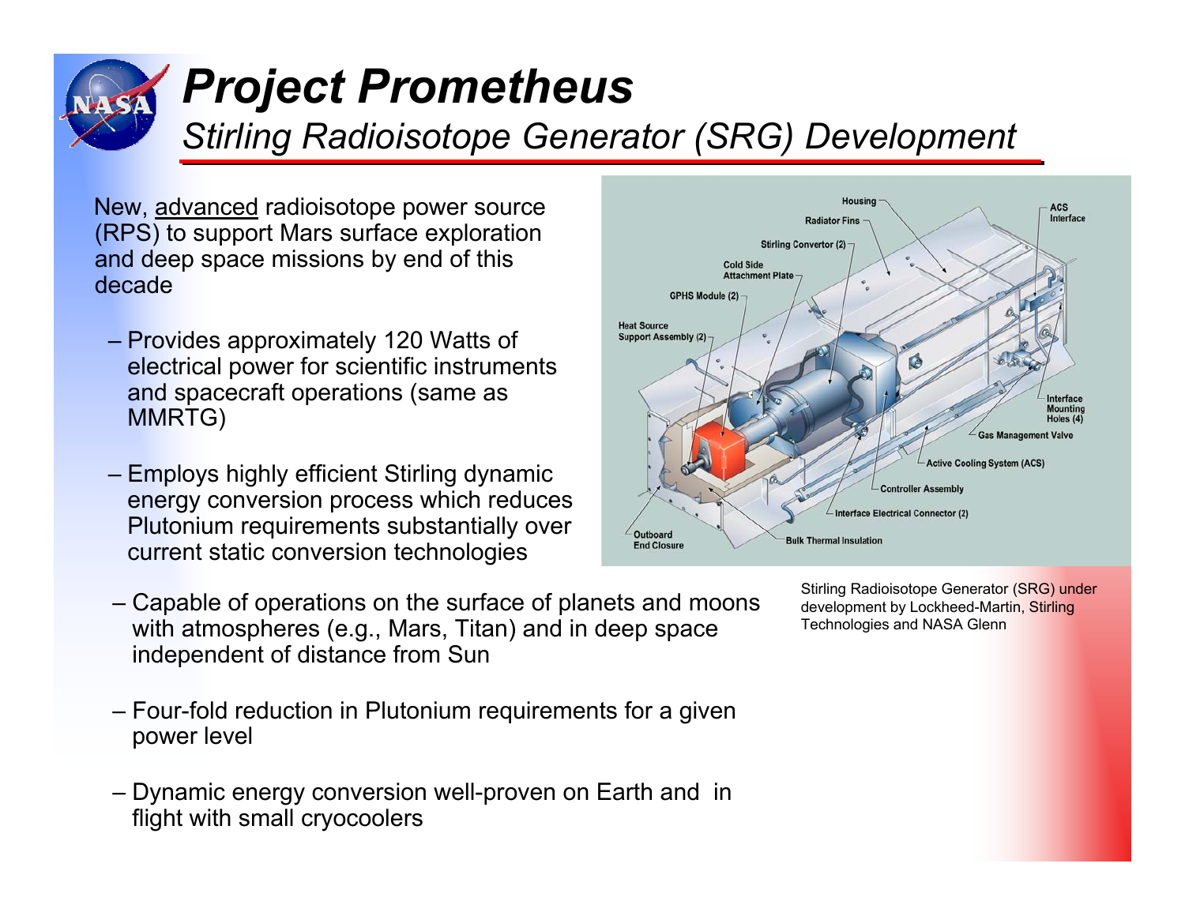# Project Prometheus

## Stirling Radioisotope Generator (SRG) Development

New, <u>advanced</u> radioisotope power source (RPS) to support Mars surface exploration and deep space missions by end of this decade

- Provides approximately 120 Watts of electrical power for scientific instruments and spacecraft operations (same as MMRTG)
- Employs highly efficient Stirling dynamic energy conversion process which reduces Plutonium requirements substantially over current static conversion technologies
- Capable of operations on the surface of planets and moons with atmospheres (e.g., Mars, Titan) and in deep space independent of distance from Sun
- Four-fold reduction in Plutonium requirements for a given power level
- Dynamic energy conversion well-proven on Earth and in flight with small cryocoolers

Stirling Radioisotope Generator (SRG) under development by Lockheed-Martin, Stirling Technologies and NASA Glenn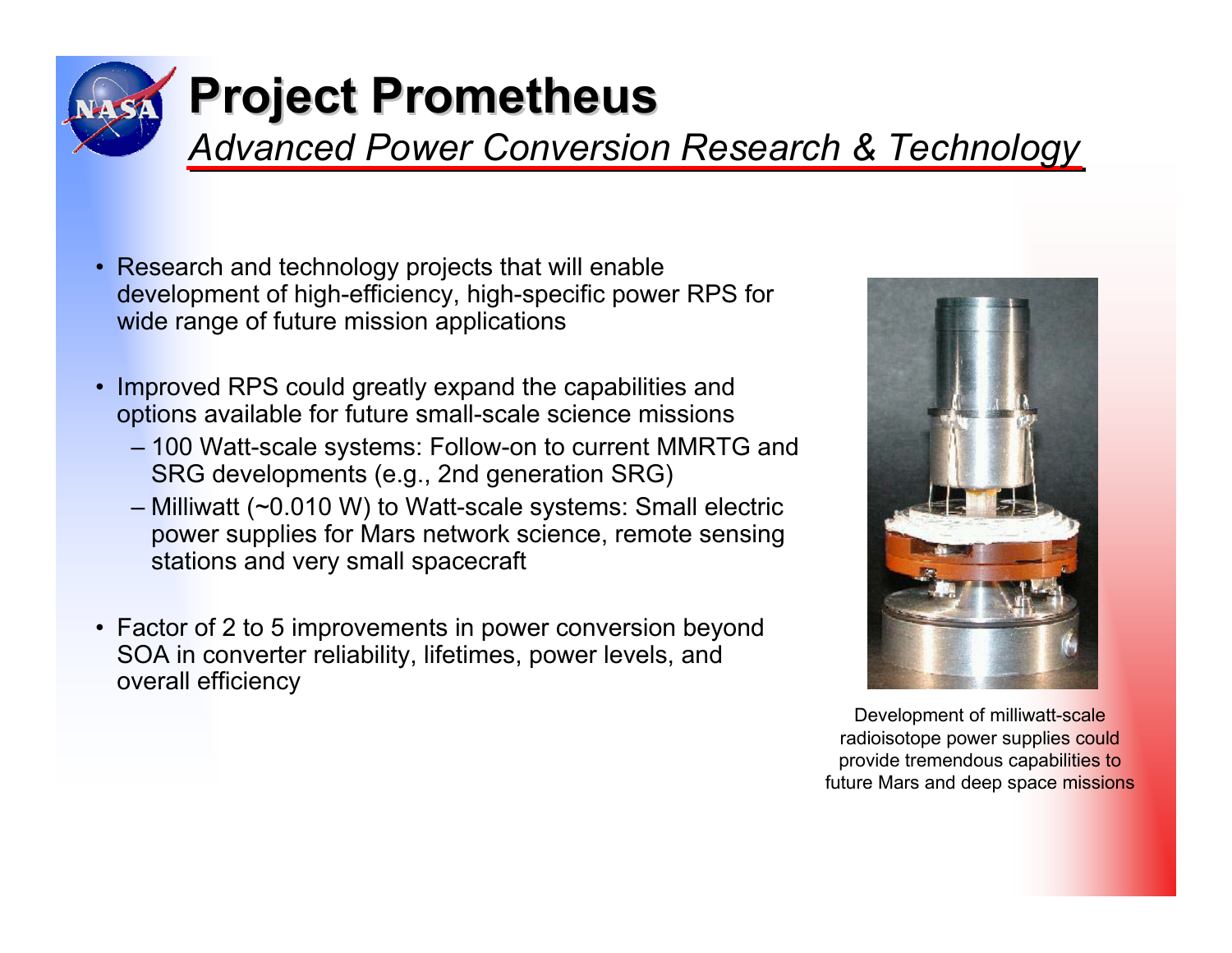# Project Prometheus

*Advanced Power Conversion Research & Technology*

- Research and technology projects that will enable development of high-efficiency, high-specific power RPS for wide range of future mission applications
- Improved RPS could greatly expand the capabilities and options available for future small-scale science missions
  - 100 Watt-scale systems: Follow-on to current MMRTG and SRG developments (e.g., 2nd generation SRG)
  - Milliwatt (~0.010 W) to Watt-scale systems: Small electric power supplies for Mars network science, remote sensing stations and very small spacecraft
- Factor of 2 to 5 improvements in power conversion beyond SOA in converter reliability, lifetimes, power levels, and overall efficiency

Development of milliwatt-scale radioisotope power supplies could provide tremendous capabilities to future Mars and deep space missions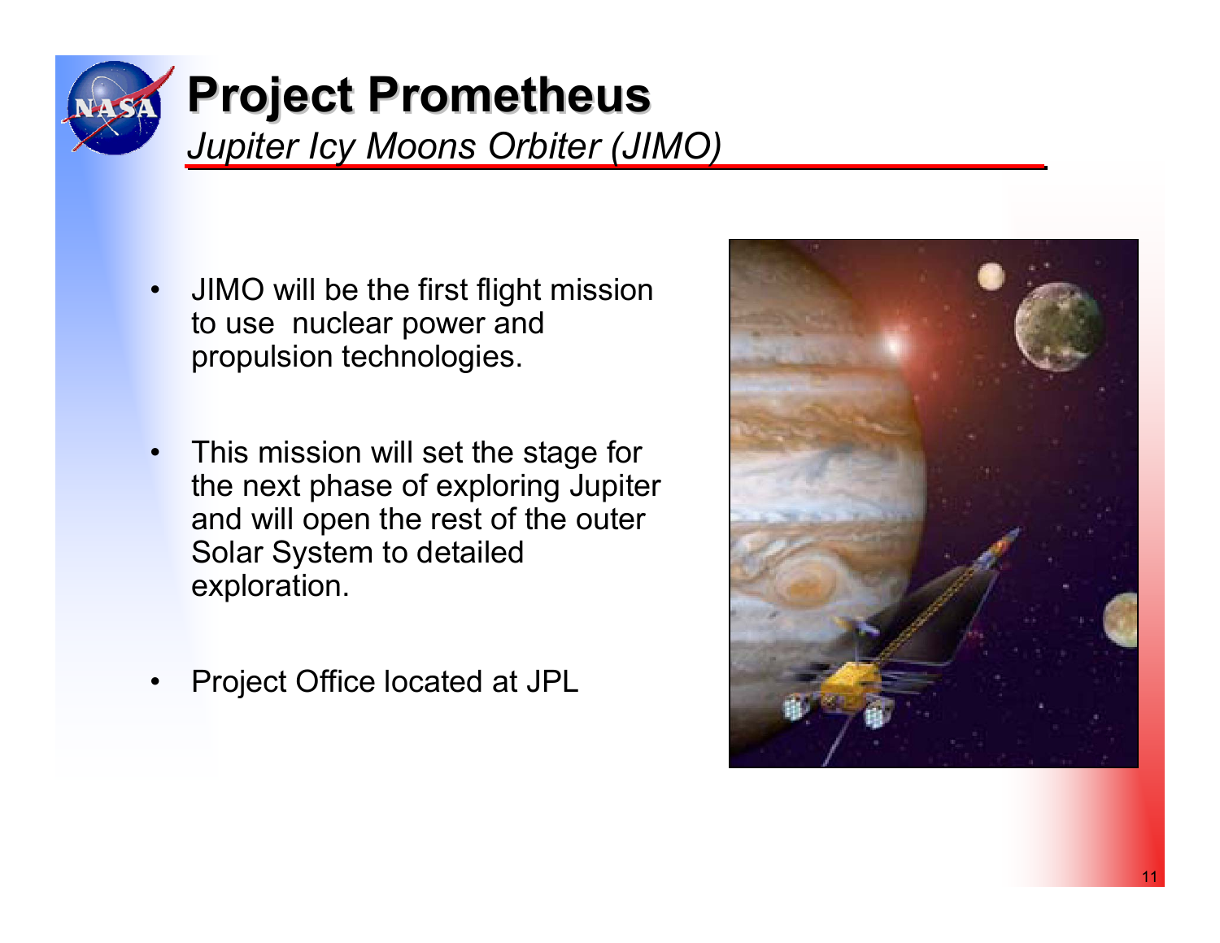# Project Prometheus

*Jupiter Icy Moons Orbiter (JIMO)*

- JIMO will be the first flight mission to use nuclear power and propulsion technologies.
- This mission will set the stage for the next phase of exploring Jupiter and will open the rest of the outer Solar System to detailed exploration.
- Project Office located at JPL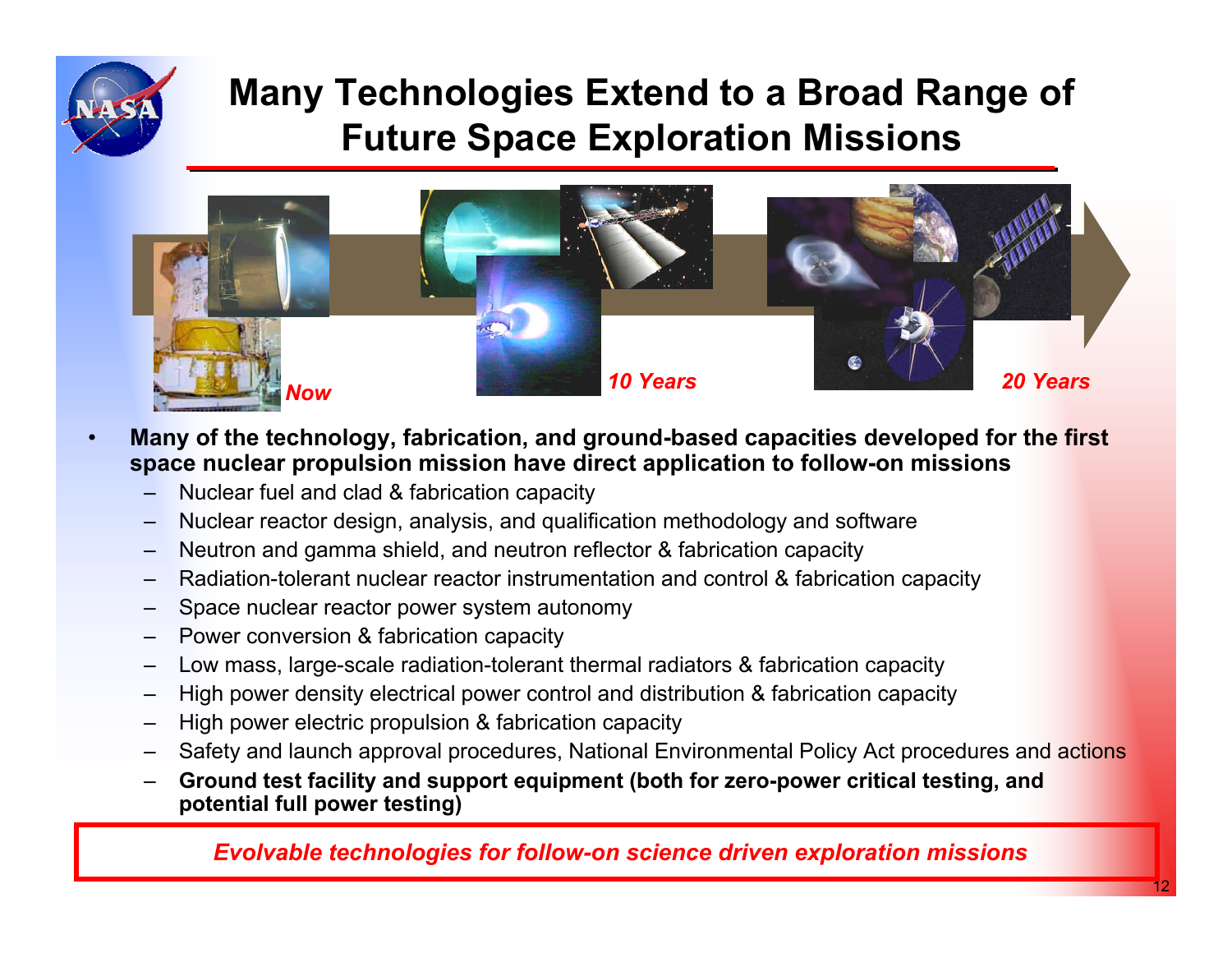# Many Technologies Extend to a Broad Range of Future Space Exploration Missions

*Now* *10 Years* *20 Years*

- **Many of the technology, fabrication, and ground-based capacities developed for the first space nuclear propulsion mission have direct application to follow-on missions**
  - Nuclear fuel and clad & fabrication capacity
  - Nuclear reactor design, analysis, and qualification methodology and software
  - Neutron and gamma shield, and neutron reflector & fabrication capacity
  - Radiation-tolerant nuclear reactor instrumentation and control & fabrication capacity
  - Space nuclear reactor power system autonomy
  - Power conversion & fabrication capacity
  - Low mass, large-scale radiation-tolerant thermal radiators & fabrication capacity
  - High power density electrical power control and distribution & fabrication capacity
  - High power electric propulsion & fabrication capacity
  - Safety and launch approval procedures, National Environmental Policy Act procedures and actions
  - **Ground test facility and support equipment (both for zero-power critical testing, and potential full power testing)**

***Evolvable technologies for follow-on science driven exploration missions***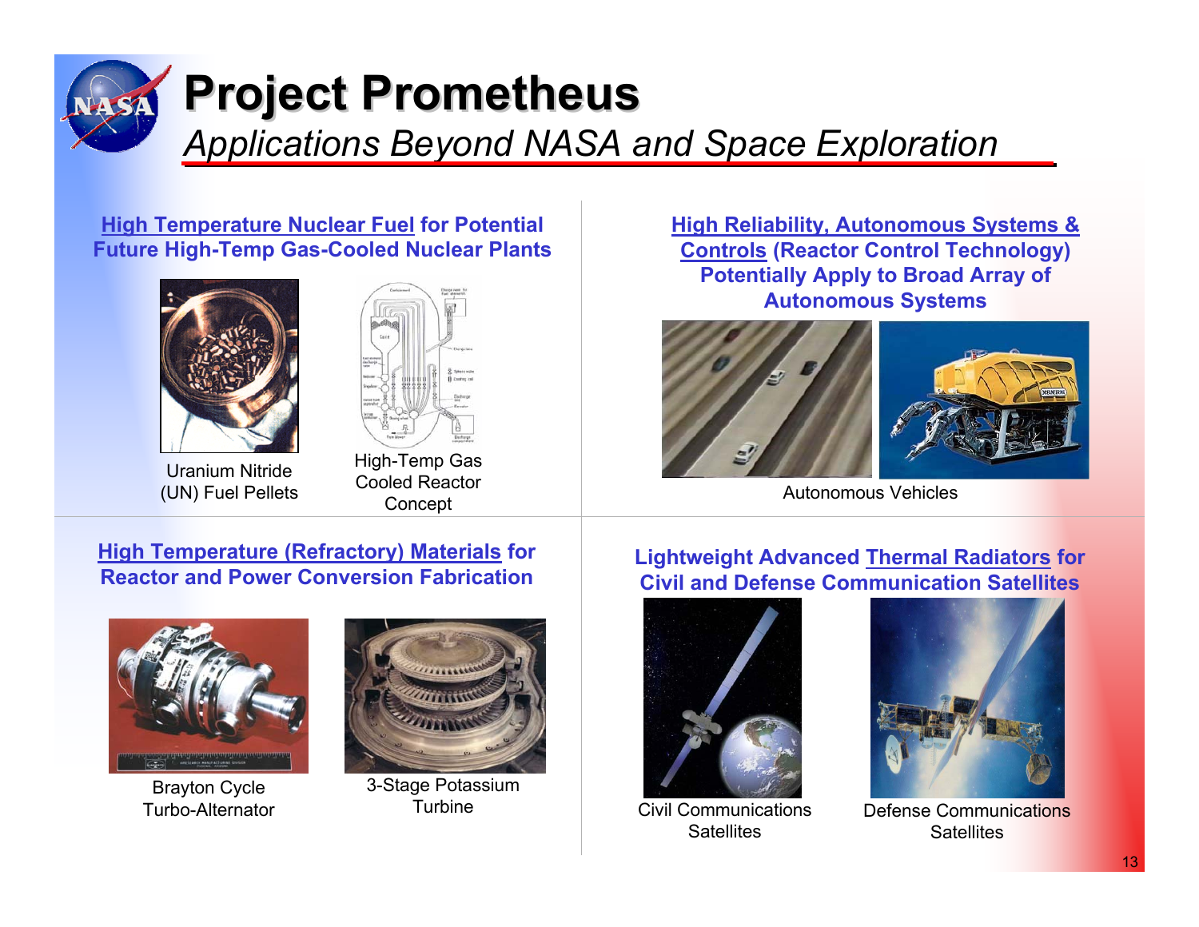# Project Prometheus

*Applications Beyond NASA and Space Exploration*

**High Temperature Nuclear Fuel for Potential Future High-Temp Gas-Cooled Nuclear Plants**

Uranium Nitride (UN) Fuel Pellets

High-Temp Gas Cooled Reactor Concept

**High Reliability, Autonomous Systems & Controls (Reactor Control Technology) Potentially Apply to Broad Array of Autonomous Systems**

Autonomous Vehicles

**High Temperature (Refractory) Materials for Reactor and Power Conversion Fabrication**

Brayton Cycle Turbo-Alternator

3-Stage Potassium Turbine

**Lightweight Advanced Thermal Radiators for Civil and Defense Communication Satellites**

Civil Communications Satellites

Defense Communications Satellites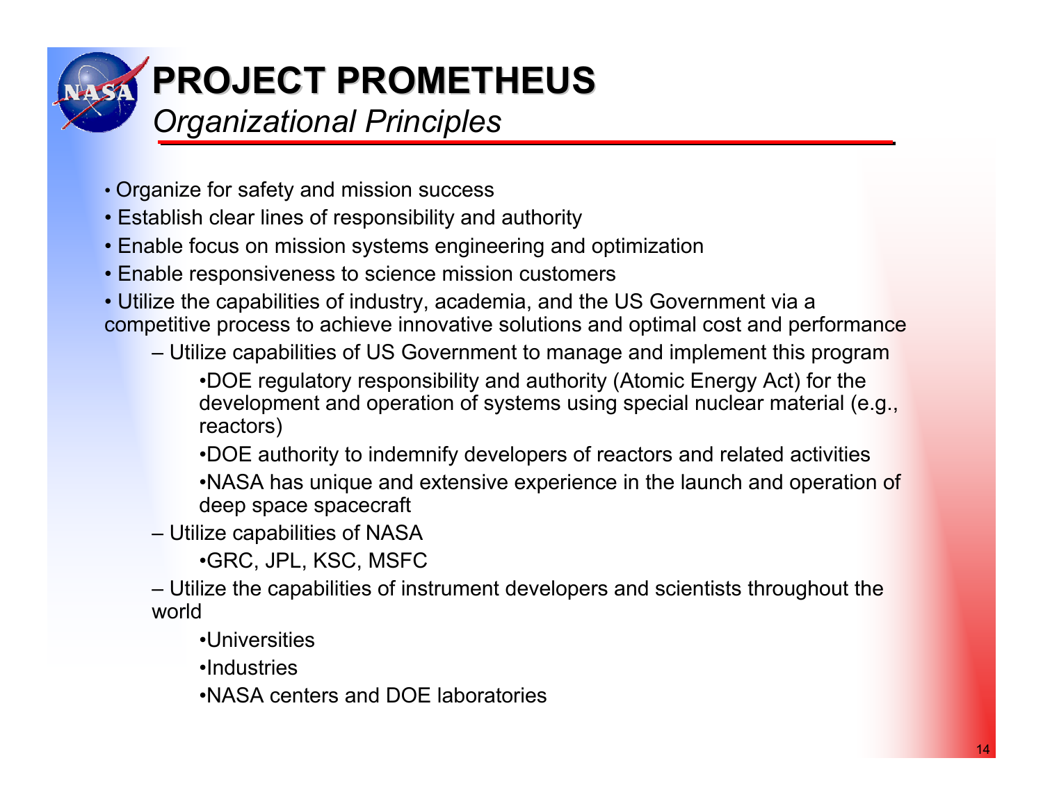# PROJECT PROMETHEUS

*Organizational Principles*

- Organize for safety and mission success
- Establish clear lines of responsibility and authority
- Enable focus on mission systems engineering and optimization
- Enable responsiveness to science mission customers
- Utilize the capabilities of industry, academia, and the US Government via a competitive process to achieve innovative solutions and optimal cost and performance
  - Utilize capabilities of US Government to manage and implement this program
    - DOE regulatory responsibility and authority (Atomic Energy Act) for the development and operation of systems using special nuclear material (e.g., reactors)
    - DOE authority to indemnify developers of reactors and related activities
    - NASA has unique and extensive experience in the launch and operation of deep space spacecraft
  - Utilize capabilities of NASA
    - GRC, JPL, KSC, MSFC
  - Utilize the capabilities of instrument developers and scientists throughout the world
    - Universities
    - Industries
    - NASA centers and DOE laboratories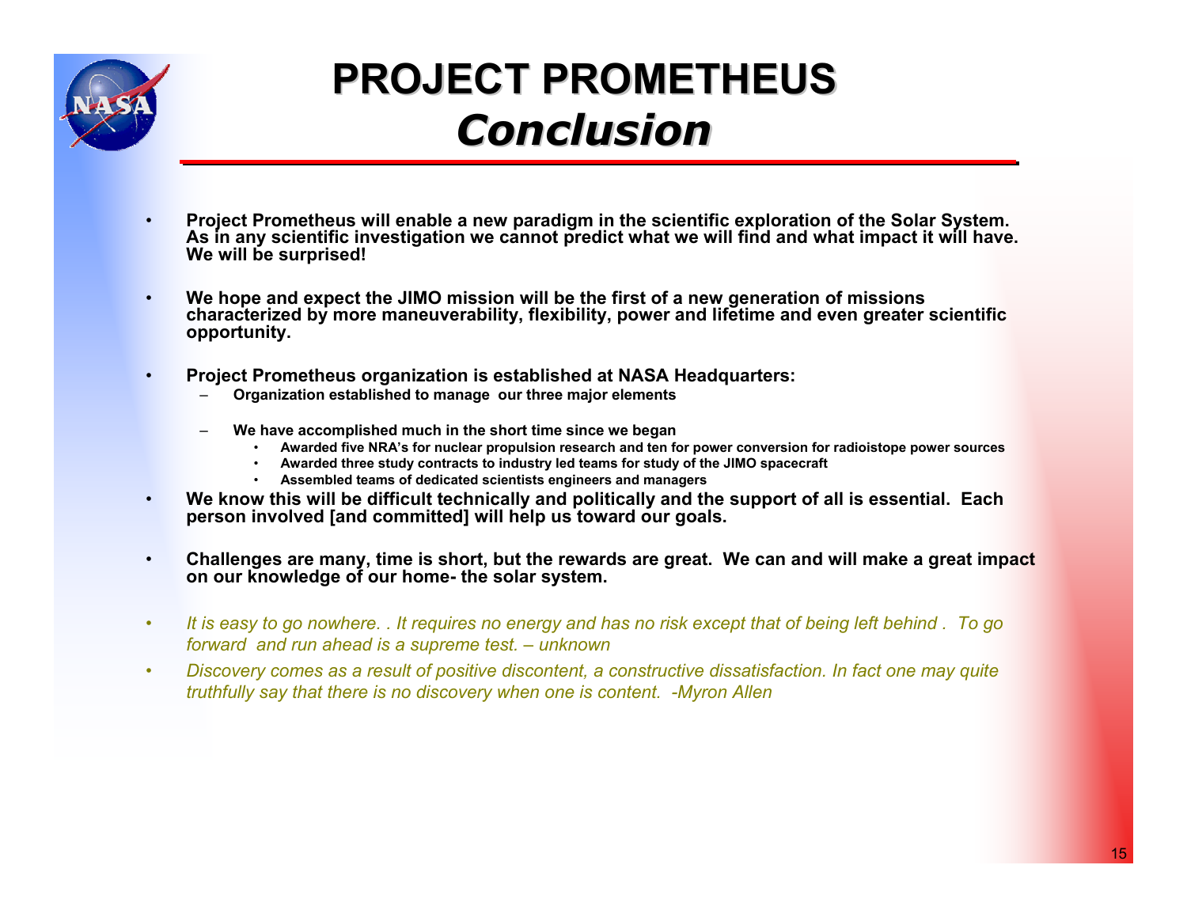# PROJECT PROMETHEUS
## *Conclusion*

- **Project Prometheus will enable a new paradigm in the scientific exploration of the Solar System. As in any scientific investigation we cannot predict what we will find and what impact it will have. We will be surprised!**

- **We hope and expect the JIMO mission will be the first of a new generation of missions characterized by more maneuverability, flexibility, power and lifetime and even greater scientific opportunity.**

- **Project Prometheus organization is established at NASA Headquarters:**
  - **Organization established to manage our three major elements**
  - **We have accomplished much in the short time since we began**
    - **Awarded five NRA's for nuclear propulsion research and ten for power conversion for radioistope power sources**
    - **Awarded three study contracts to industry led teams for study of the JIMO spacecraft**
    - **Assembled teams of dedicated scientists engineers and managers**

- **We know this will be difficult technically and politically and the support of all is essential. Each person involved [and committed] will help us toward our goals.**

- **Challenges are many, time is short, but the rewards are great. We can and will make a great impact on our knowledge of our home- the solar system.**

- *It is easy to go nowhere. . It requires no energy and has no risk except that of being left behind . To go forward and run ahead is a supreme test. – unknown*

- *Discovery comes as a result of positive discontent, a constructive dissatisfaction. In fact one may quite truthfully say that there is no discovery when one is content. -Myron Allen*